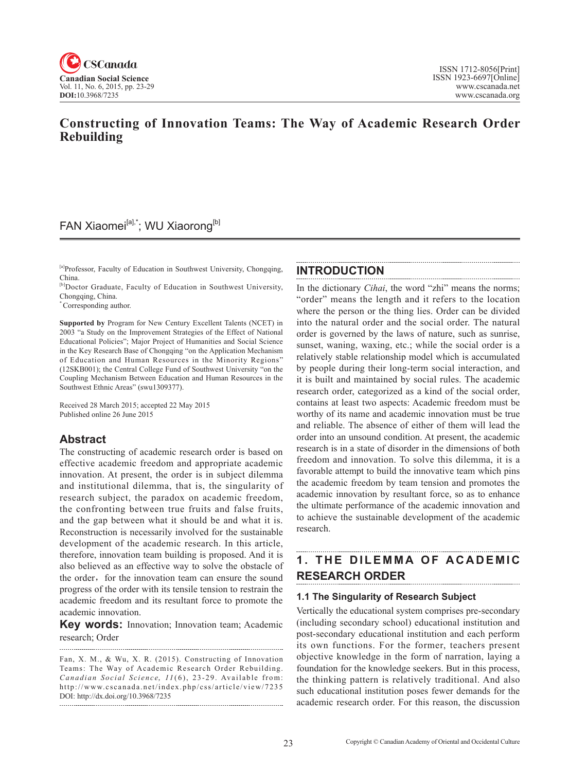# Constructing of Innovation Teams: The Way of Academic Research Order Rebuilding

FAN Xiaomei[a],*; WU Xiaorong[b]

[a]Professor, Faculty of Education in Southwest University, Chongqing, China.
[b]Doctor Graduate, Faculty of Education in Southwest University, Chongqing, China.
*Corresponding author.

**Supported by** Program for New Century Excellent Talents (NCET) in 2003 "a Study on the Improvement Strategies of the Effect of National Educational Policies"; Major Project of Humanities and Social Science in the Key Research Base of Chongqing "on the Application Mechanism of Education and Human Resources in the Minority Regions" (12SKB001); the Central College Fund of Southwest University "on the Coupling Mechanism Between Education and Human Resources in the Southwest Ethnic Areas" (swu1309377).

Received 28 March 2015; accepted 22 May 2015
Published online 26 June 2015

## Abstract

The constructing of academic research order is based on effective academic freedom and appropriate academic innovation. At present, the order is in subject dilemma and institutional dilemma, that is, the singularity of research subject, the paradox on academic freedom, the confronting between true fruits and false fruits, and the gap between what it should be and what it is. Reconstruction is necessarily involved for the sustainable development of the academic research. In this article, therefore, innovation team building is proposed. And it is also believed as an effective way to solve the obstacle of the order, for the innovation team can ensure the sound progress of the order with its tensile tension to restrain the academic freedom and its resultant force to promote the academic innovation.

**Key words:** Innovation; Innovation team; Academic research; Order

Fan, X. M., & Wu, X. R. (2015). Constructing of Innovation Teams: The Way of Academic Research Order Rebuilding. *Canadian Social Science*, *11*(6), 23-29. Available from: http://www.cscanada.net/index.php/css/article/view/7235
DOI: http://dx.doi.org/10.3968/7235

## INTRODUCTION

In the dictionary *Cihai*, the word "zhi" means the norms; "order" means the length and it refers to the location where the person or the thing lies. Order can be divided into the natural order and the social order. The natural order is governed by the laws of nature, such as sunrise, sunset, waning, waxing, etc.; while the social order is a relatively stable relationship model which is accumulated by people during their long-term social interaction, and it is built and maintained by social rules. The academic research order, categorized as a kind of the social order, contains at least two aspects: Academic freedom must be worthy of its name and academic innovation must be true and reliable. The absence of either of them will lead the order into an unsound condition. At present, the academic research is in a state of disorder in the dimensions of both freedom and innovation. To solve this dilemma, it is a favorable attempt to build the innovative team which pins the academic freedom by team tension and promotes the academic innovation by resultant force, so as to enhance the ultimate performance of the academic innovation and to achieve the sustainable development of the academic research.

## 1. THE DILEMMA OF ACADEMIC RESEARCH ORDER

### 1.1 The Singularity of Research Subject

Vertically the educational system comprises pre-secondary (including secondary school) educational institution and post-secondary educational institution and each perform its own functions. For the former, teachers present objective knowledge in the form of narration, laying a foundation for the knowledge seekers. But in this process, the thinking pattern is relatively traditional. And also such educational institution poses fewer demands for the academic research order. For this reason, the discussion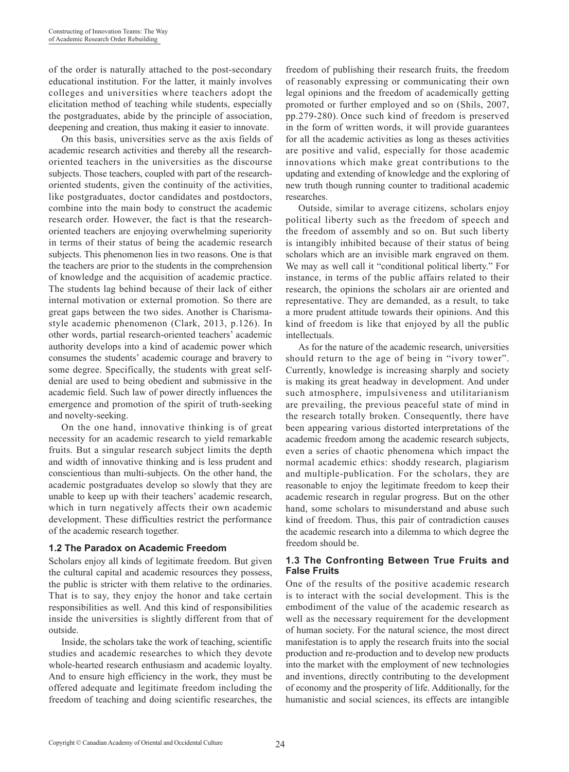of the order is naturally attached to the post-secondary educational institution. For the latter, it mainly involves colleges and universities where teachers adopt the elicitation method of teaching while students, especially the postgraduates, abide by the principle of association, deepening and creation, thus making it easier to innovate.

On this basis, universities serve as the axis fields of academic research activities and thereby all the research-oriented teachers in the universities as the discourse subjects. Those teachers, coupled with part of the research-oriented students, given the continuity of the activities, like postgraduates, doctor candidates and postdoctors, combine into the main body to construct the academic research order. However, the fact is that the research-oriented teachers are enjoying overwhelming superiority in terms of their status of being the academic research subjects. This phenomenon lies in two reasons. One is that the teachers are prior to the students in the comprehension of knowledge and the acquisition of academic practice. The students lag behind because of their lack of either internal motivation or external promotion. So there are great gaps between the two sides. Another is Charisma-style academic phenomenon (Clark, 2013, p.126). In other words, partial research-oriented teachers' academic authority develops into a kind of academic power which consumes the students' academic courage and bravery to some degree. Specifically, the students with great self-denial are used to being obedient and submissive in the academic field. Such law of power directly influences the emergence and promotion of the spirit of truth-seeking and novelty-seeking.

On the one hand, innovative thinking is of great necessity for an academic research to yield remarkable fruits. But a singular research subject limits the depth and width of innovative thinking and is less prudent and conscientious than multi-subjects. On the other hand, the academic postgraduates develop so slowly that they are unable to keep up with their teachers' academic research, which in turn negatively affects their own academic development. These difficulties restrict the performance of the academic research together.

### 1.2 The Paradox on Academic Freedom

Scholars enjoy all kinds of legitimate freedom. But given the cultural capital and academic resources they possess, the public is stricter with them relative to the ordinaries. That is to say, they enjoy the honor and take certain responsibilities as well. And this kind of responsibilities inside the universities is slightly different from that of outside.

Inside, the scholars take the work of teaching, scientific studies and academic researches to which they devote whole-hearted research enthusiasm and academic loyalty. And to ensure high efficiency in the work, they must be offered adequate and legitimate freedom including the freedom of teaching and doing scientific researches, the freedom of publishing their research fruits, the freedom of reasonably expressing or communicating their own legal opinions and the freedom of academically getting promoted or further employed and so on (Shils, 2007, pp.279-280). Once such kind of freedom is preserved in the form of written words, it will provide guarantees for all the academic activities as long as theses activities are positive and valid, especially for those academic innovations which make great contributions to the updating and extending of knowledge and the exploring of new truth though running counter to traditional academic researches.

Outside, similar to average citizens, scholars enjoy political liberty such as the freedom of speech and the freedom of assembly and so on. But such liberty is intangibly inhibited because of their status of being scholars which are an invisible mark engraved on them. We may as well call it "conditional political liberty." For instance, in terms of the public affairs related to their research, the opinions the scholars air are oriented and representative. They are demanded, as a result, to take a more prudent attitude towards their opinions. And this kind of freedom is like that enjoyed by all the public intellectuals.

As for the nature of the academic research, universities should return to the age of being in "ivory tower". Currently, knowledge is increasing sharply and society is making its great headway in development. And under such atmosphere, impulsiveness and utilitarianism are prevailing, the previous peaceful state of mind in the research totally broken. Consequently, there have been appearing various distorted interpretations of the academic freedom among the academic research subjects, even a series of chaotic phenomena which impact the normal academic ethics: shoddy research, plagiarism and multiple-publication. For the scholars, they are reasonable to enjoy the legitimate freedom to keep their academic research in regular progress. But on the other hand, some scholars to misunderstand and abuse such kind of freedom. Thus, this pair of contradiction causes the academic research into a dilemma to which degree the freedom should be.

### 1.3 The Confronting Between True Fruits and False Fruits

One of the results of the positive academic research is to interact with the social development. This is the embodiment of the value of the academic research as well as the necessary requirement for the development of human society. For the natural science, the most direct manifestation is to apply the research fruits into the social production and re-production and to develop new products into the market with the employment of new technologies and inventions, directly contributing to the development of economy and the prosperity of life. Additionally, for the humanistic and social sciences, its effects are intangible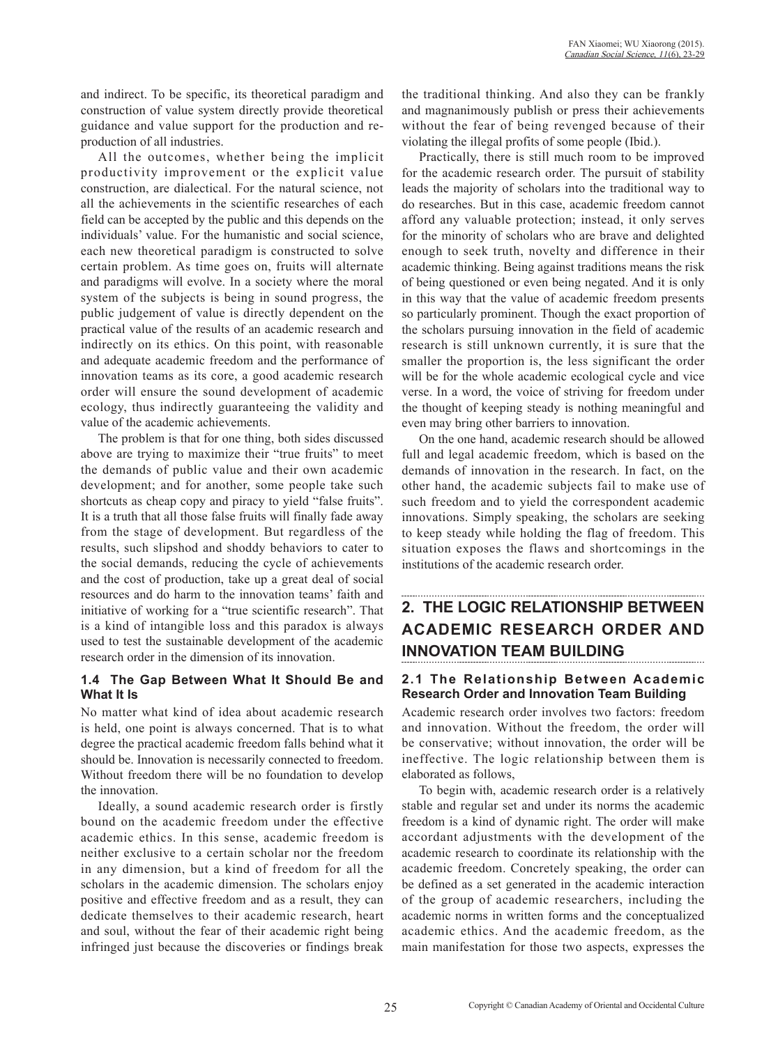and indirect. To be specific, its theoretical paradigm and construction of value system directly provide theoretical guidance and value support for the production and re-production of all industries.

All the outcomes, whether being the implicit productivity improvement or the explicit value construction, are dialectical. For the natural science, not all the achievements in the scientific researches of each field can be accepted by the public and this depends on the individuals' value. For the humanistic and social science, each new theoretical paradigm is constructed to solve certain problem. As time goes on, fruits will alternate and paradigms will evolve. In a society where the moral system of the subjects is being in sound progress, the public judgement of value is directly dependent on the practical value of the results of an academic research and indirectly on its ethics. On this point, with reasonable and adequate academic freedom and the performance of innovation teams as its core, a good academic research order will ensure the sound development of academic ecology, thus indirectly guaranteeing the validity and value of the academic achievements.

The problem is that for one thing, both sides discussed above are trying to maximize their "true fruits" to meet the demands of public value and their own academic development; and for another, some people take such shortcuts as cheap copy and piracy to yield "false fruits". It is a truth that all those false fruits will finally fade away from the stage of development. But regardless of the results, such slipshod and shoddy behaviors to cater to the social demands, reducing the cycle of achievements and the cost of production, take up a great deal of social resources and do harm to the innovation teams' faith and initiative of working for a "true scientific research". That is a kind of intangible loss and this paradox is always used to test the sustainable development of the academic research order in the dimension of its innovation.

### 1.4 The Gap Between What It Should Be and What It Is

No matter what kind of idea about academic research is held, one point is always concerned. That is to what degree the practical academic freedom falls behind what it should be. Innovation is necessarily connected to freedom. Without freedom there will be no foundation to develop the innovation.

Ideally, a sound academic research order is firstly bound on the academic freedom under the effective academic ethics. In this sense, academic freedom is neither exclusive to a certain scholar nor the freedom in any dimension, but a kind of freedom for all the scholars in the academic dimension. The scholars enjoy positive and effective freedom and as a result, they can dedicate themselves to their academic research, heart and soul, without the fear of their academic right being infringed just because the discoveries or findings break the traditional thinking. And also they can be frankly and magnanimously publish or press their achievements without the fear of being revenged because of their violating the illegal profits of some people (Ibid.).

Practically, there is still much room to be improved for the academic research order. The pursuit of stability leads the majority of scholars into the traditional way to do researches. But in this case, academic freedom cannot afford any valuable protection; instead, it only serves for the minority of scholars who are brave and delighted enough to seek truth, novelty and difference in their academic thinking. Being against traditions means the risk of being questioned or even being negated. And it is only in this way that the value of academic freedom presents so particularly prominent. Though the exact proportion of the scholars pursuing innovation in the field of academic research is still unknown currently, it is sure that the smaller the proportion is, the less significant the order will be for the whole academic ecological cycle and vice verse. In a word, the voice of striving for freedom under the thought of keeping steady is nothing meaningful and even may bring other barriers to innovation.

On the one hand, academic research should be allowed full and legal academic freedom, which is based on the demands of innovation in the research. In fact, on the other hand, the academic subjects fail to make use of such freedom and to yield the correspondent academic innovations. Simply speaking, the scholars are seeking to keep steady while holding the flag of freedom. This situation exposes the flaws and shortcomings in the institutions of the academic research order.

## 2. THE LOGIC RELATIONSHIP BETWEEN ACADEMIC RESEARCH ORDER AND INNOVATION TEAM BUILDING

### 2.1 The Relationship Between Academic Research Order and Innovation Team Building

Academic research order involves two factors: freedom and innovation. Without the freedom, the order will be conservative; without innovation, the order will be ineffective. The logic relationship between them is elaborated as follows,

To begin with, academic research order is a relatively stable and regular set and under its norms the academic freedom is a kind of dynamic right. The order will make accordant adjustments with the development of the academic research to coordinate its relationship with the academic freedom. Concretely speaking, the order can be defined as a set generated in the academic interaction of the group of academic researchers, including the academic norms in written forms and the conceptualized academic ethics. And the academic freedom, as the main manifestation for those two aspects, expresses the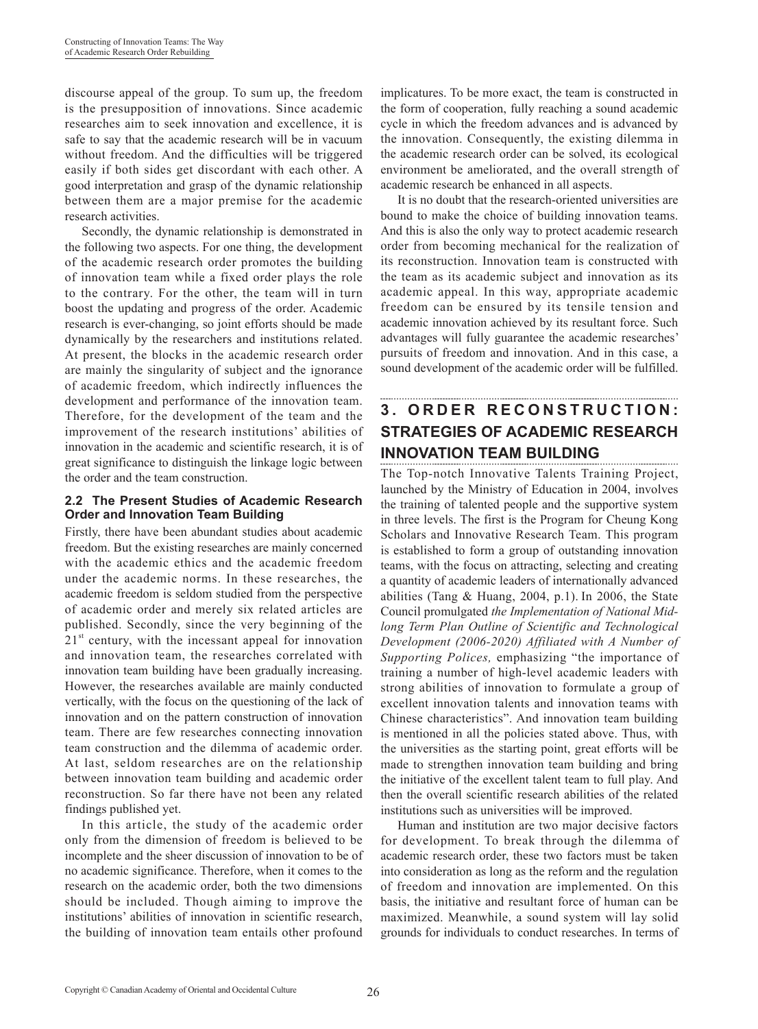discourse appeal of the group. To sum up, the freedom is the presupposition of innovations. Since academic researches aim to seek innovation and excellence, it is safe to say that the academic research will be in vacuum without freedom. And the difficulties will be triggered easily if both sides get discordant with each other. A good interpretation and grasp of the dynamic relationship between them are a major premise for the academic research activities.

Secondly, the dynamic relationship is demonstrated in the following two aspects. For one thing, the development of the academic research order promotes the building of innovation team while a fixed order plays the role to the contrary. For the other, the team will in turn boost the updating and progress of the order. Academic research is ever-changing, so joint efforts should be made dynamically by the researchers and institutions related. At present, the blocks in the academic research order are mainly the singularity of subject and the ignorance of academic freedom, which indirectly influences the development and performance of the innovation team. Therefore, for the development of the team and the improvement of the research institutions' abilities of innovation in the academic and scientific research, it is of great significance to distinguish the linkage logic between the order and the team construction.

### 2.2 The Present Studies of Academic Research Order and Innovation Team Building

Firstly, there have been abundant studies about academic freedom. But the existing researches are mainly concerned with the academic ethics and the academic freedom under the academic norms. In these researches, the academic freedom is seldom studied from the perspective of academic order and merely six related articles are published. Secondly, since the very beginning of the 21st century, with the incessant appeal for innovation and innovation team, the researches correlated with innovation team building have been gradually increasing. However, the researches available are mainly conducted vertically, with the focus on the questioning of the lack of innovation and on the pattern construction of innovation team. There are few researches connecting innovation team construction and the dilemma of academic order. At last, seldom researches are on the relationship between innovation team building and academic order reconstruction. So far there have not been any related findings published yet.

In this article, the study of the academic order only from the dimension of freedom is believed to be incomplete and the sheer discussion of innovation to be of no academic significance. Therefore, when it comes to the research on the academic order, both the two dimensions should be included. Though aiming to improve the institutions' abilities of innovation in scientific research, the building of innovation team entails other profound implicatures. To be more exact, the team is constructed in the form of cooperation, fully reaching a sound academic cycle in which the freedom advances and is advanced by the innovation. Consequently, the existing dilemma in the academic research order can be solved, its ecological environment be ameliorated, and the overall strength of academic research be enhanced in all aspects.

It is no doubt that the research-oriented universities are bound to make the choice of building innovation teams. And this is also the only way to protect academic research order from becoming mechanical for the realization of its reconstruction. Innovation team is constructed with the team as its academic subject and innovation as its academic appeal. In this way, appropriate academic freedom can be ensured by its tensile tension and academic innovation achieved by its resultant force. Such advantages will fully guarantee the academic researches' pursuits of freedom and innovation. And in this case, a sound development of the academic order will be fulfilled.

## 3. ORDER RECONSTRUCTION: STRATEGIES OF ACADEMIC RESEARCH INNOVATION TEAM BUILDING

The Top-notch Innovative Talents Training Project, launched by the Ministry of Education in 2004, involves the training of talented people and the supportive system in three levels. The first is the Program for Cheung Kong Scholars and Innovative Research Team. This program is established to form a group of outstanding innovation teams, with the focus on attracting, selecting and creating a quantity of academic leaders of internationally advanced abilities (Tang & Huang, 2004, p.1). In 2006, the State Council promulgated *the Implementation of National Mid-long Term Plan Outline of Scientific and Technological Development (2006-2020) Affiliated with A Number of Supporting Polices,* emphasizing "the importance of training a number of high-level academic leaders with strong abilities of innovation to formulate a group of excellent innovation talents and innovation teams with Chinese characteristics". And innovation team building is mentioned in all the policies stated above. Thus, with the universities as the starting point, great efforts will be made to strengthen innovation team building and bring the initiative of the excellent talent team to full play. And then the overall scientific research abilities of the related institutions such as universities will be improved.

Human and institution are two major decisive factors for development. To break through the dilemma of academic research order, these two factors must be taken into consideration as long as the reform and the regulation of freedom and innovation are implemented. On this basis, the initiative and resultant force of human can be maximized. Meanwhile, a sound system will lay solid grounds for individuals to conduct researches. In terms of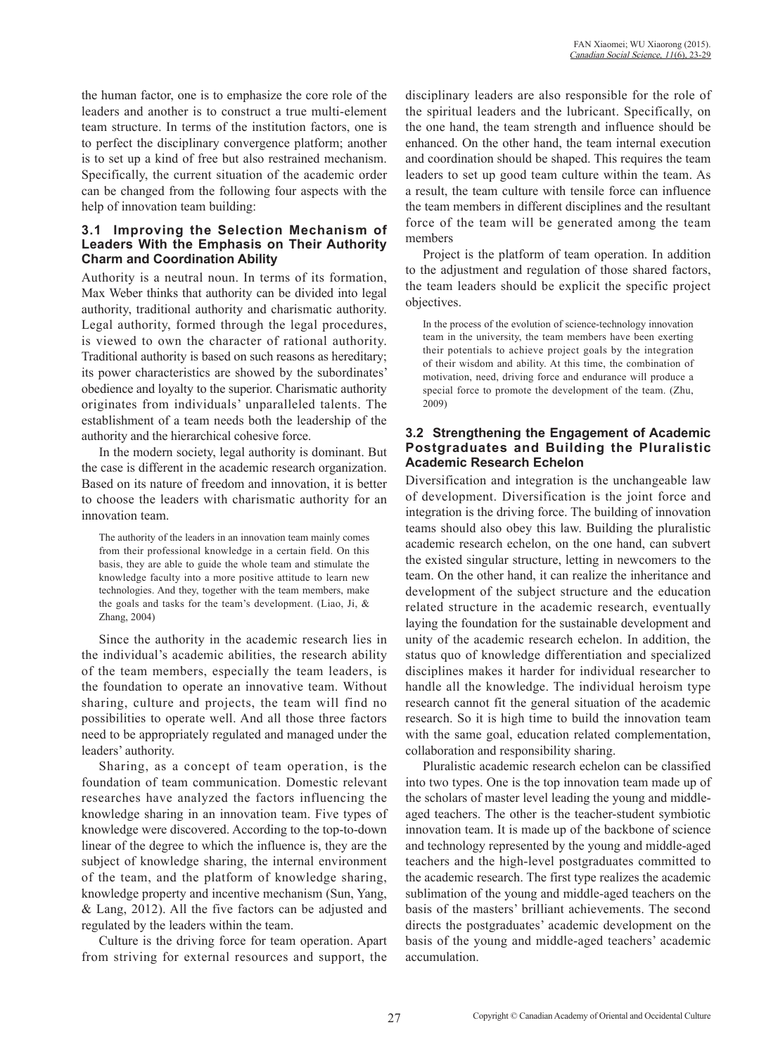the human factor, one is to emphasize the core role of the leaders and another is to construct a true multi-element team structure. In terms of the institution factors, one is to perfect the disciplinary convergence platform; another is to set up a kind of free but also restrained mechanism. Specifically, the current situation of the academic order can be changed from the following four aspects with the help of innovation team building:

### 3.1 Improving the Selection Mechanism of Leaders With the Emphasis on Their Authority Charm and Coordination Ability

Authority is a neutral noun. In terms of its formation, Max Weber thinks that authority can be divided into legal authority, traditional authority and charismatic authority. Legal authority, formed through the legal procedures, is viewed to own the character of rational authority. Traditional authority is based on such reasons as hereditary; its power characteristics are showed by the subordinates' obedience and loyalty to the superior. Charismatic authority originates from individuals' unparalleled talents. The establishment of a team needs both the leadership of the authority and the hierarchical cohesive force.

In the modern society, legal authority is dominant. But the case is different in the academic research organization. Based on its nature of freedom and innovation, it is better to choose the leaders with charismatic authority for an innovation team.

> The authority of the leaders in an innovation team mainly comes from their professional knowledge in a certain field. On this basis, they are able to guide the whole team and stimulate the knowledge faculty into a more positive attitude to learn new technologies. And they, together with the team members, make the goals and tasks for the team's development. (Liao, Ji, & Zhang, 2004)

Since the authority in the academic research lies in the individual's academic abilities, the research ability of the team members, especially the team leaders, is the foundation to operate an innovative team. Without sharing, culture and projects, the team will find no possibilities to operate well. And all those three factors need to be appropriately regulated and managed under the leaders' authority.

Sharing, as a concept of team operation, is the foundation of team communication. Domestic relevant researches have analyzed the factors influencing the knowledge sharing in an innovation team. Five types of knowledge were discovered. According to the top-to-down linear of the degree to which the influence is, they are the subject of knowledge sharing, the internal environment of the team, and the platform of knowledge sharing, knowledge property and incentive mechanism (Sun, Yang, & Lang, 2012). All the five factors can be adjusted and regulated by the leaders within the team.

Culture is the driving force for team operation. Apart from striving for external resources and support, the disciplinary leaders are also responsible for the role of the spiritual leaders and the lubricant. Specifically, on the one hand, the team strength and influence should be enhanced. On the other hand, the team internal execution and coordination should be shaped. This requires the team leaders to set up good team culture within the team. As a result, the team culture with tensile force can influence the team members in different disciplines and the resultant force of the team will be generated among the team members

Project is the platform of team operation. In addition to the adjustment and regulation of those shared factors, the team leaders should be explicit the specific project objectives.

> In the process of the evolution of science-technology innovation team in the university, the team members have been exerting their potentials to achieve project goals by the integration of their wisdom and ability. At this time, the combination of motivation, need, driving force and endurance will produce a special force to promote the development of the team. (Zhu, 2009)

### 3.2 Strengthening the Engagement of Academic Postgraduates and Building the Pluralistic Academic Research Echelon

Diversification and integration is the unchangeable law of development. Diversification is the joint force and integration is the driving force. The building of innovation teams should also obey this law. Building the pluralistic academic research echelon, on the one hand, can subvert the existed singular structure, letting in newcomers to the team. On the other hand, it can realize the inheritance and development of the subject structure and the education related structure in the academic research, eventually laying the foundation for the sustainable development and unity of the academic research echelon. In addition, the status quo of knowledge differentiation and specialized disciplines makes it harder for individual researcher to handle all the knowledge. The individual heroism type research cannot fit the general situation of the academic research. So it is high time to build the innovation team with the same goal, education related complementation, collaboration and responsibility sharing.

Pluralistic academic research echelon can be classified into two types. One is the top innovation team made up of the scholars of master level leading the young and middle-aged teachers. The other is the teacher-student symbiotic innovation team. It is made up of the backbone of science and technology represented by the young and middle-aged teachers and the high-level postgraduates committed to the academic research. The first type realizes the academic sublimation of the young and middle-aged teachers on the basis of the masters' brilliant achievements. The second directs the postgraduates' academic development on the basis of the young and middle-aged teachers' academic accumulation.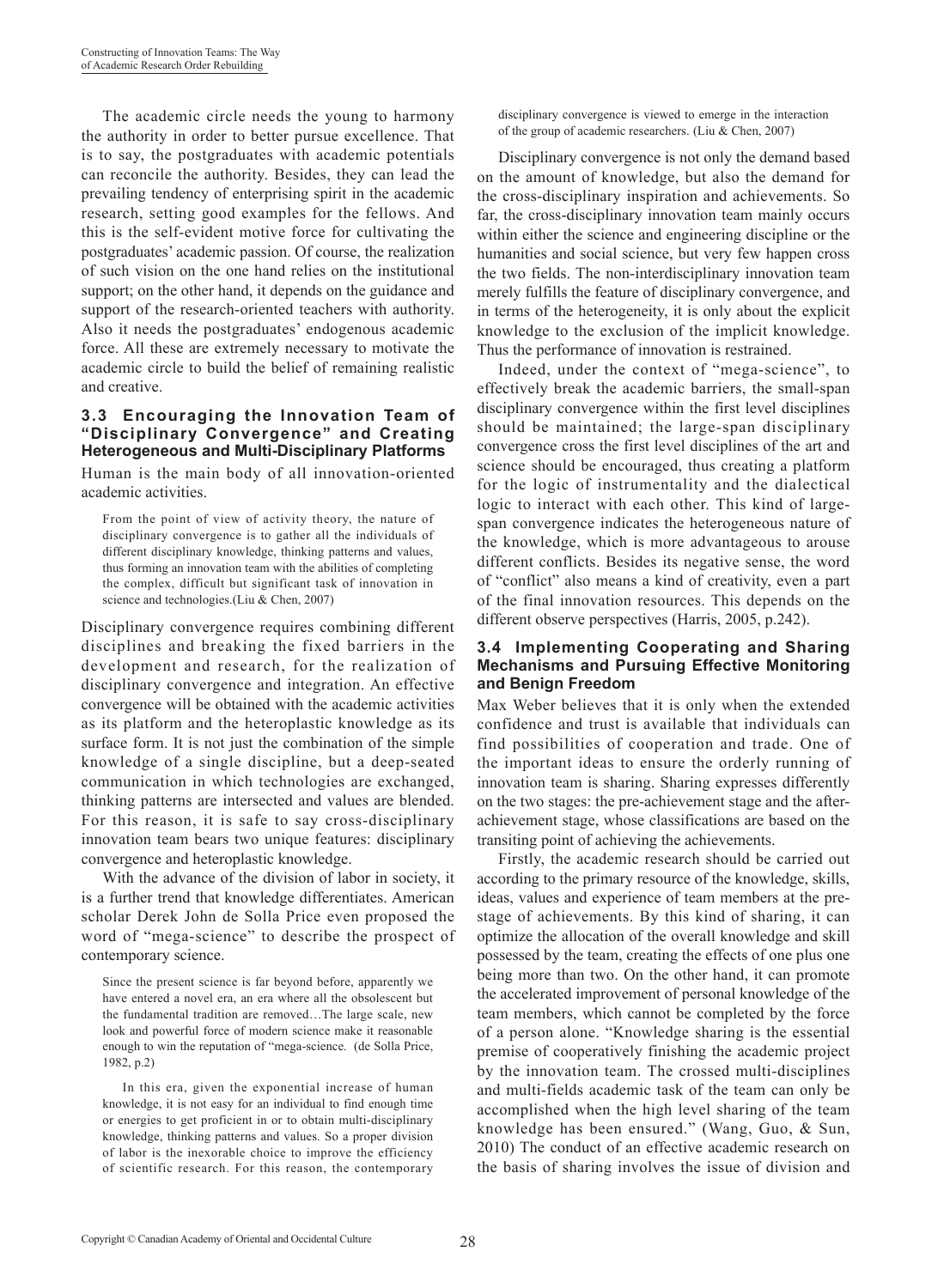The academic circle needs the young to harmony the authority in order to better pursue excellence. That is to say, the postgraduates with academic potentials can reconcile the authority. Besides, they can lead the prevailing tendency of enterprising spirit in the academic research, setting good examples for the fellows. And this is the self-evident motive force for cultivating the postgraduates' academic passion. Of course, the realization of such vision on the one hand relies on the institutional support; on the other hand, it depends on the guidance and support of the research-oriented teachers with authority. Also it needs the postgraduates' endogenous academic force. All these are extremely necessary to motivate the academic circle to build the belief of remaining realistic and creative.

### 3.3 Encouraging the Innovation Team of "Disciplinary Convergence" and Creating Heterogeneous and Multi-Disciplinary Platforms

Human is the main body of all innovation-oriented academic activities.

> From the point of view of activity theory, the nature of disciplinary convergence is to gather all the individuals of different disciplinary knowledge, thinking patterns and values, thus forming an innovation team with the abilities of completing the complex, difficult but significant task of innovation in science and technologies.(Liu & Chen, 2007)

Disciplinary convergence requires combining different disciplines and breaking the fixed barriers in the development and research, for the realization of disciplinary convergence and integration. An effective convergence will be obtained with the academic activities as its platform and the heteroplastic knowledge as its surface form. It is not just the combination of the simple knowledge of a single discipline, but a deep-seated communication in which technologies are exchanged, thinking patterns are intersected and values are blended. For this reason, it is safe to say cross-disciplinary innovation team bears two unique features: disciplinary convergence and heteroplastic knowledge.

With the advance of the division of labor in society, it is a further trend that knowledge differentiates. American scholar Derek John de Solla Price even proposed the word of "mega-science" to describe the prospect of contemporary science.

> Since the present science is far beyond before, apparently we have entered a novel era, an era where all the obsolescent but the fundamental tradition are removed…The large scale, new look and powerful force of modern science make it reasonable enough to win the reputation of "mega-science. (de Solla Price, 1982, p.2)
>
> In this era, given the exponential increase of human knowledge, it is not easy for an individual to find enough time or energies to get proficient in or to obtain multi-disciplinary knowledge, thinking patterns and values. So a proper division of labor is the inexorable choice to improve the efficiency of scientific research. For this reason, the contemporary disciplinary convergence is viewed to emerge in the interaction of the group of academic researchers. (Liu & Chen, 2007)

Disciplinary convergence is not only the demand based on the amount of knowledge, but also the demand for the cross-disciplinary inspiration and achievements. So far, the cross-disciplinary innovation team mainly occurs within either the science and engineering discipline or the humanities and social science, but very few happen cross the two fields. The non-interdisciplinary innovation team merely fulfills the feature of disciplinary convergence, and in terms of the heterogeneity, it is only about the explicit knowledge to the exclusion of the implicit knowledge. Thus the performance of innovation is restrained.

Indeed, under the context of "mega-science", to effectively break the academic barriers, the small-span disciplinary convergence within the first level disciplines should be maintained; the large-span disciplinary convergence cross the first level disciplines of the art and science should be encouraged, thus creating a platform for the logic of instrumentality and the dialectical logic to interact with each other. This kind of large-span convergence indicates the heterogeneous nature of the knowledge, which is more advantageous to arouse different conflicts. Besides its negative sense, the word of "conflict" also means a kind of creativity, even a part of the final innovation resources. This depends on the different observe perspectives (Harris, 2005, p.242).

### 3.4 Implementing Cooperating and Sharing Mechanisms and Pursuing Effective Monitoring and Benign Freedom

Max Weber believes that it is only when the extended confidence and trust is available that individuals can find possibilities of cooperation and trade. One of the important ideas to ensure the orderly running of innovation team is sharing. Sharing expresses differently on the two stages: the pre-achievement stage and the after-achievement stage, whose classifications are based on the transiting point of achieving the achievements.

Firstly, the academic research should be carried out according to the primary resource of the knowledge, skills, ideas, values and experience of team members at the pre-stage of achievements. By this kind of sharing, it can optimize the allocation of the overall knowledge and skill possessed by the team, creating the effects of one plus one being more than two. On the other hand, it can promote the accelerated improvement of personal knowledge of the team members, which cannot be completed by the force of a person alone. "Knowledge sharing is the essential premise of cooperatively finishing the academic project by the innovation team. The crossed multi-disciplines and multi-fields academic task of the team can only be accomplished when the high level sharing of the team knowledge has been ensured." (Wang, Guo, & Sun, 2010) The conduct of an effective academic research on the basis of sharing involves the issue of division and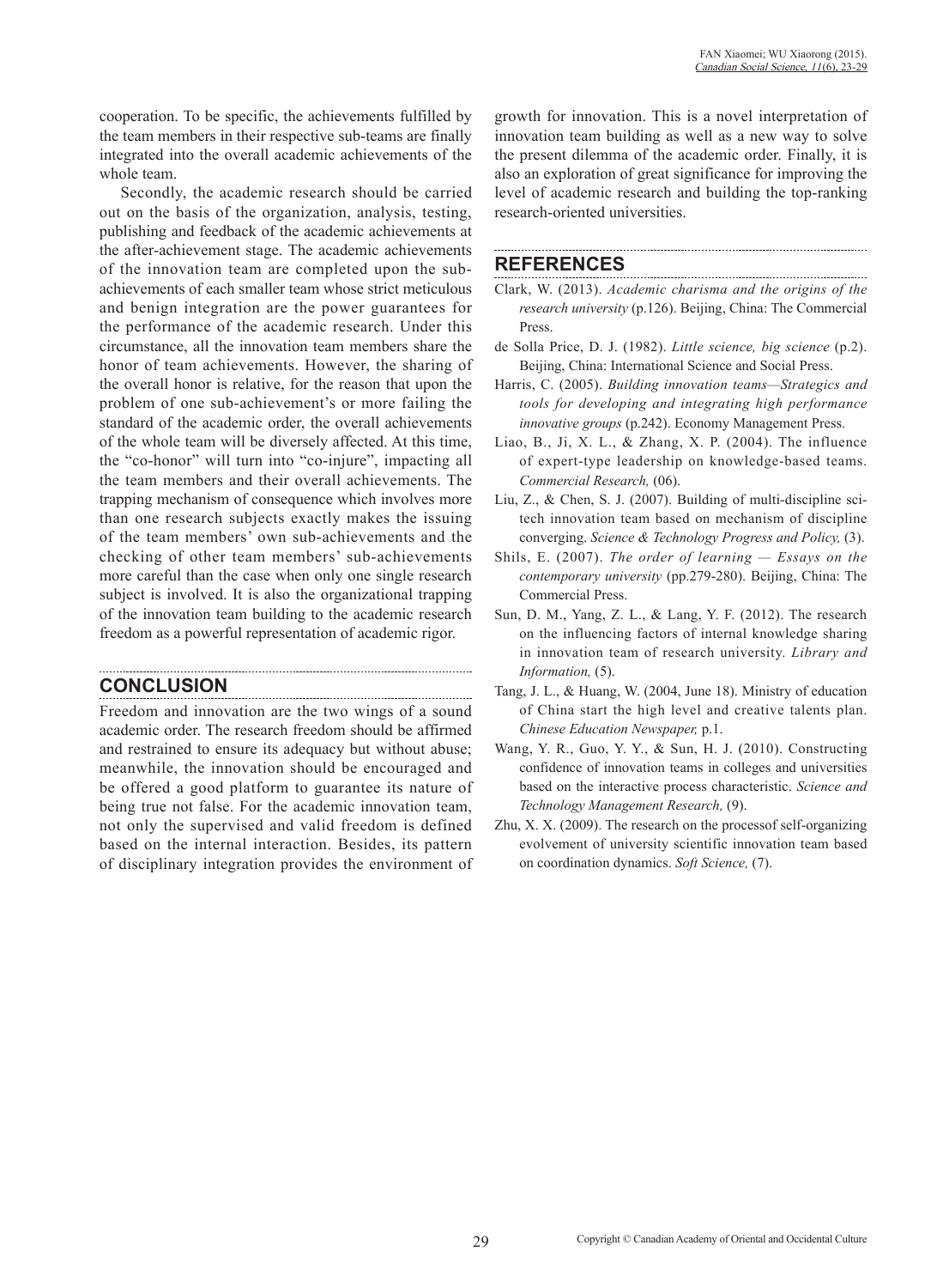cooperation. To be specific, the achievements fulfilled by the team members in their respective sub-teams are finally integrated into the overall academic achievements of the whole team.

Secondly, the academic research should be carried out on the basis of the organization, analysis, testing, publishing and feedback of the academic achievements at the after-achievement stage. The academic achievements of the innovation team are completed upon the sub-achievements of each smaller team whose strict meticulous and benign integration are the power guarantees for the performance of the academic research. Under this circumstance, all the innovation team members share the honor of team achievements. However, the sharing of the overall honor is relative, for the reason that upon the problem of one sub-achievement's or more failing the standard of the academic order, the overall achievements of the whole team will be diversely affected. At this time, the "co-honor" will turn into "co-injure", impacting all the team members and their overall achievements. The trapping mechanism of consequence which involves more than one research subjects exactly makes the issuing of the team members' own sub-achievements and the checking of other team members' sub-achievements more careful than the case when only one single research subject is involved. It is also the organizational trapping of the innovation team building to the academic research freedom as a powerful representation of academic rigor.

## CONCLUSION

Freedom and innovation are the two wings of a sound academic order. The research freedom should be affirmed and restrained to ensure its adequacy but without abuse; meanwhile, the innovation should be encouraged and be offered a good platform to guarantee its nature of being true not false. For the academic innovation team, not only the supervised and valid freedom is defined based on the internal interaction. Besides, its pattern of disciplinary integration provides the environment of growth for innovation. This is a novel interpretation of innovation team building as well as a new way to solve the present dilemma of the academic order. Finally, it is also an exploration of great significance for improving the level of academic research and building the top-ranking research-oriented universities.

## REFERENCES

Clark, W. (2013). *Academic charisma and the origins of the research university* (p.126). Beijing, China: The Commercial Press.

de Solla Price, D. J. (1982). *Little science, big science* (p.2). Beijing, China: International Science and Social Press.

Harris, C. (2005). *Building innovation teams—Strategics and tools for developing and integrating high performance innovative groups* (p.242). Economy Management Press.

Liao, B., Ji, X. L., & Zhang, X. P. (2004). The influence of expert-type leadership on knowledge-based teams. *Commercial Research,* (06).

Liu, Z., & Chen, S. J. (2007). Building of multi-discipline sci-tech innovation team based on mechanism of discipline converging. *Science & Technology Progress and Policy,* (3).

Shils, E. (2007). *The order of learning — Essays on the contemporary university* (pp.279-280). Beijing, China: The Commercial Press.

Sun, D. M., Yang, Z. L., & Lang, Y. F. (2012). The research on the influencing factors of internal knowledge sharing in innovation team of research university. *Library and Information,* (5).

Tang, J. L., & Huang, W. (2004, June 18). Ministry of education of China start the high level and creative talents plan. *Chinese Education Newspaper,* p.1.

Wang, Y. R., Guo, Y. Y., & Sun, H. J. (2010). Constructing confidence of innovation teams in colleges and universities based on the interactive process characteristic. *Science and Technology Management Research,* (9).

Zhu, X. X. (2009). The research on the processof self-organizing evolvement of university scientific innovation team based on coordination dynamics. *Soft Science,* (7).